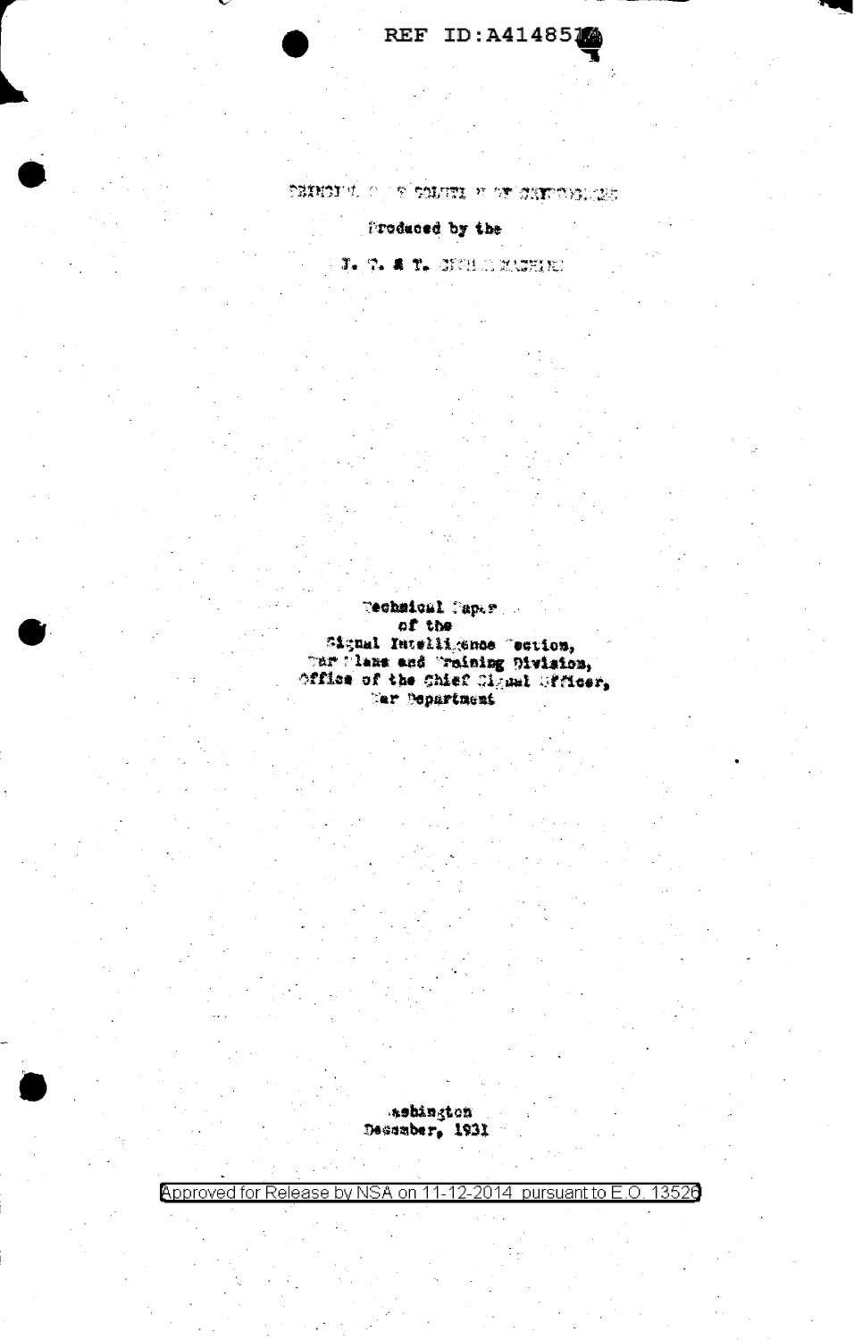PRINCIPLES OF SOLUTION OF CRYPTOGRAMS

Produced by the

I. T. & T. CIPHER MACHINE

Technical Paper
of the
Signal Intelligence Section,
War Plans and Training Division,
Office of the Chief Signal Officer,
War Department

Washington
December, 1931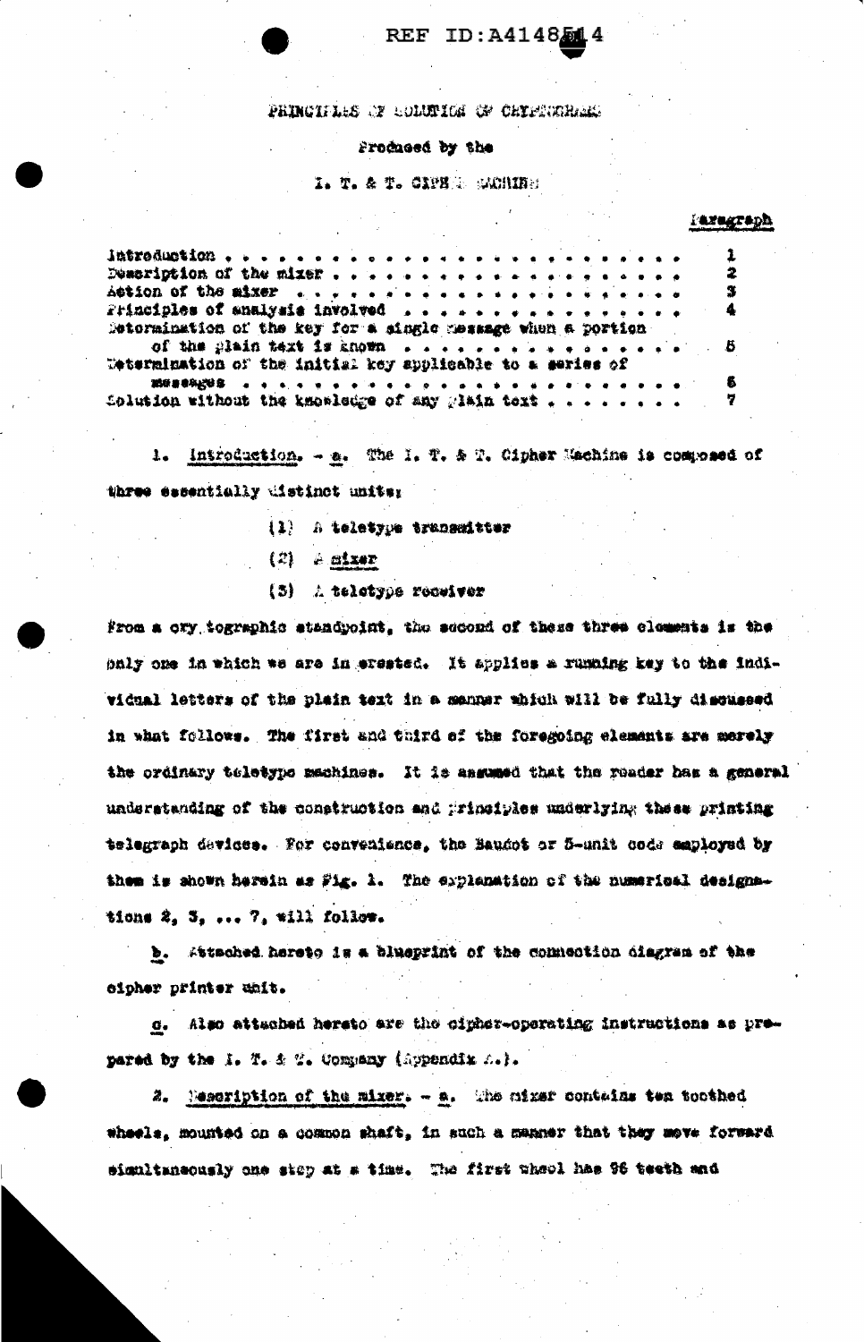# PRINCIPLES OF SOLUTION OF CRYPTOGRAMS

Produced by the

I. T. & T. CIPHER MACHINE

| | Paragraph |
|---|---|
| Introduction . . . . . . . . . . . . . . . . . . . . . . . . . . | 1 |
| Description of the mixer . . . . . . . . . . . . . . . . . . . . | 2 |
| Action of the mixer . . . . . . . . . . . . . . . . . . . . . . | 3 |
| Principles of analysis involved . . . . . . . . . . . . . . . . | 4 |
| Determination of the key for a single message when a portion of the plain text is known . . . . . . . . . . . . . . . . | 5 |
| Determination of the initial key applicable to a series of messages . . . . . . . . . . . . . . . . . . . . . . . . . | 6 |
| Solution without the knowledge of any plain text . . . . . . . . | 7 |

1. Introduction. - a. The I. T. & T. Cipher Machine is composed of three essentially distinct units;

(1) A teletype transmitter

(2) A mixer

(3) A teletype receiver

From a cryptographic standpoint, the second of these three elements is the only one in which we are interested. It applies a running key to the individual letters of the plain text in a manner which will be fully discussed in what follows. The first and third of the foregoing elements are merely the ordinary teletype machines. It is assumed that the reader has a general understanding of the construction and principles underlying these printing telegraph devices. For convenience, the Baudot or 5-unit code employed by them is shown herein as Fig. 1. The explanation of the numerical designations 2, 3, ... 7, will follow.

b. Attached hereto is a blueprint of the connection diagram of the cipher printer unit.

c. Also attached hereto are the cipher-operating instructions as prepared by the I. T. & T. Company (Appendix A.).

2. Description of the mixer. - a. The mixer contains ten toothed wheels, mounted on a common shaft, in such a manner that they move forward simultaneously one step at a time. The first wheel has 96 teeth and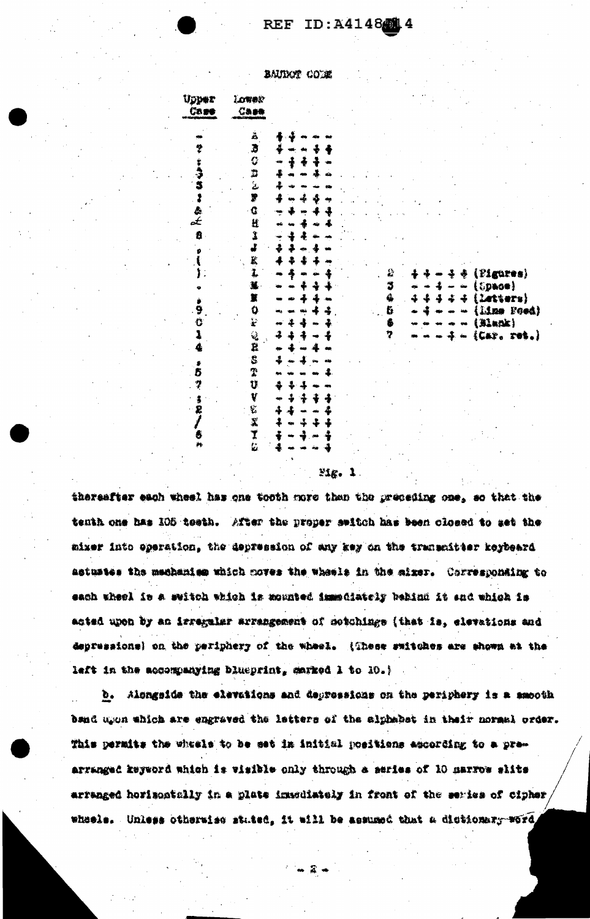BAUDOT CODE

| Upper Case | Lower Case | |
|---|---|---|
| - | A | + + - - - |
| ? | B | + - - + + |
| : | C | - + + + - |
| $ | D | + - - + - |
| 3 | E | + - - - - |
| ! | F | + - + + - |
| & | G | - + - + + |
| £ | H | - - + - + |
| 8 | I | - + + - - |
| ' | J | + + - + - |
| ( | K | + + + + - |
| ) | L | - + - - + |
| . | M | - - + + + |
| , | N | - - + + - |
| 9 | O | - - - + + |
| 0 | P | - + + - + |
| 1 | Q | + + + - + |
| 4 | R | - + - + - |
| ' | S | + - + - - |
| 5 | T | - - - - + |
| 7 | U | + + + - - |
| ; | V | - + + + + |
| 2 | W | + + - - + |
| / | X | + - + + + |
| 6 | Y | + - + - + |
| " | Z | + - - - + |

| | | |
|---|---|---|
| 2 | + + - + + | (Figures) |
| 3 | - - + - - | (Space) |
| 4 | + + + + + | (Letters) |
| 5 | - + - - - | (Line Feed) |
| 6 | - - - - - | (Blank) |
| 7 | - - - + - | (Car. ret.) |

Fig. 1

thereafter each wheel has one tooth more than the preceding one, so that the tenth one has 105 teeth. After the proper switch has been closed to set the mixer into operation, the depression of any key on the transmitter keyboard actuates the mechanism which moves the wheels in the mixer. Corresponding to each wheel is a switch which is mounted immediately behind it and which is acted upon by an irregular arrangement of notchings (that is, elevations and depressions) on the periphery of the wheel. (These switches are shown at the left in the accompanying blueprint, marked 1 to 10.)

b. Alongside the elevations and depressions on the periphery is a smooth band upon which are engraved the letters of the alphabet in their normal order. This permits the wheels to be set in initial positions according to a prearranged keyword which is visible only through a series of 10 narrow slits arranged horizontally in a plate immediately in front of the series of cipher wheels. Unless otherwise stated, it will be assumed that a dictionary word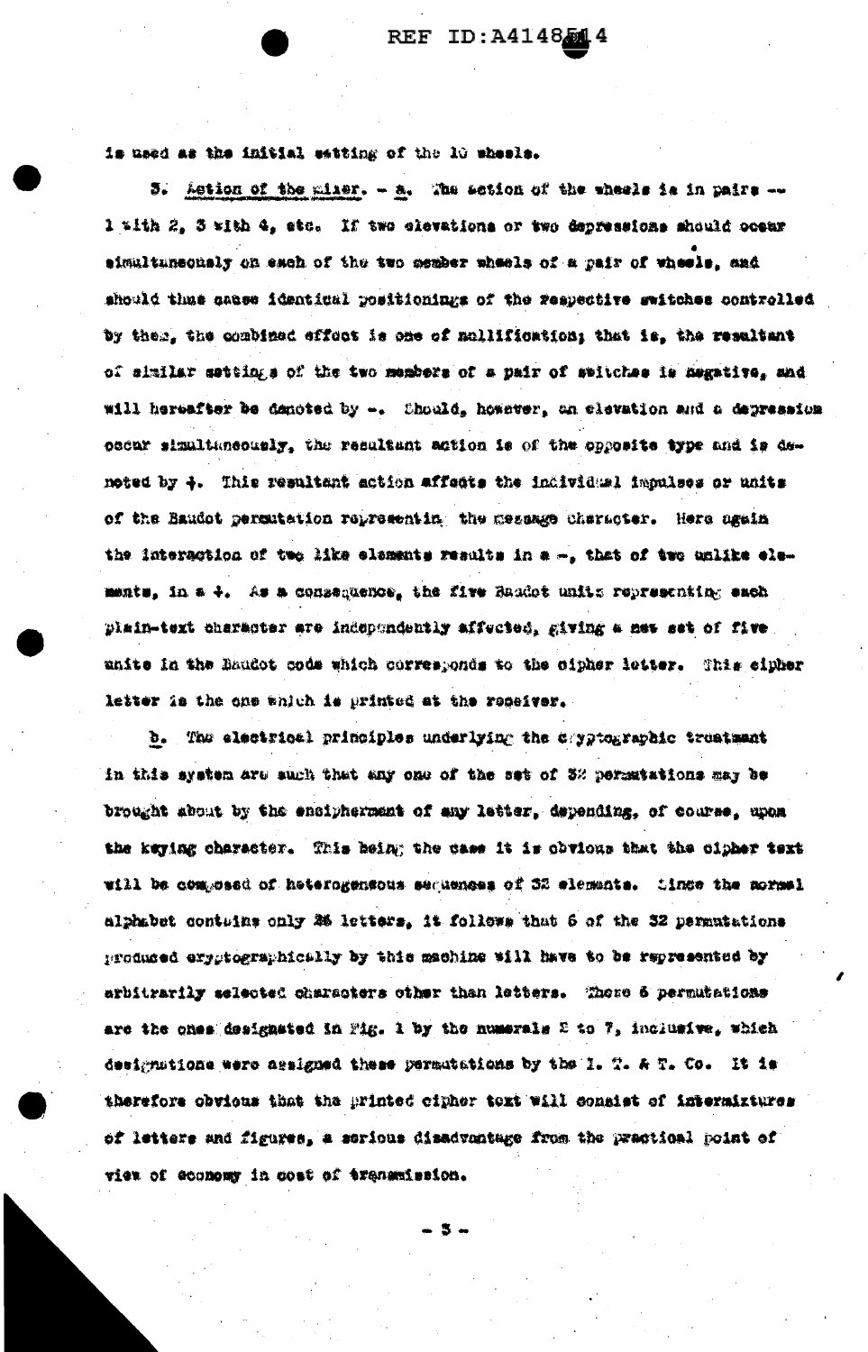is used as the initial setting of the 10 wheels.

3. Action of the mixer. - a. The action of the wheels is in pairs -- 1 with 2, 3 with 4, etc. If two elevations or two depressions should occur simultaneously on each of the two member wheels of a pair of wheels, and should thus cause identical positionings of the respective switches controlled by them, the combined effect is one of nullification; that is, the resultant of similar settings of the two members of a pair of switches is negative, and will hereafter be denoted by -. Should, however, an elevation and a depression occur simultaneously, the resultant action is of the opposite type and is denoted by +. This resultant action affects the individual impulses or units of the Baudot permutation representing the message character. Here again the interaction of two like elements results in a -, that of two unlike elements, in a +. As a consequence, the five Baudot units representing each plain-text character are independently affected, giving a new set of five units in the Baudot code which corresponds to the cipher letter. This cipher letter is the one which is printed at the receiver.

b. The electrical principles underlying the cryptographic treatment in this system are such that any one of the set of 32 permutations may be brought about by the encipherment of any letter, depending, of course, upon the keying character. This being the case it is obvious that the cipher text will be composed of heterogeneous sequences of 32 elements. Since the normal alphabet contains only 26 letters, it follows that 6 of the 32 permutations produced cryptographically by this machine will have to be represented by arbitrarily selected characters other than letters. These 6 permutations are the ones designated in Fig. 1 by the numerals 2 to 7, inclusive, which designations were assigned these permutations by the I. T. & T. Co. It is therefore obvious that the printed cipher text will consist of intermixtures of letters and figures, a serious disadvantage from the practical point of view of economy in cost of transmission.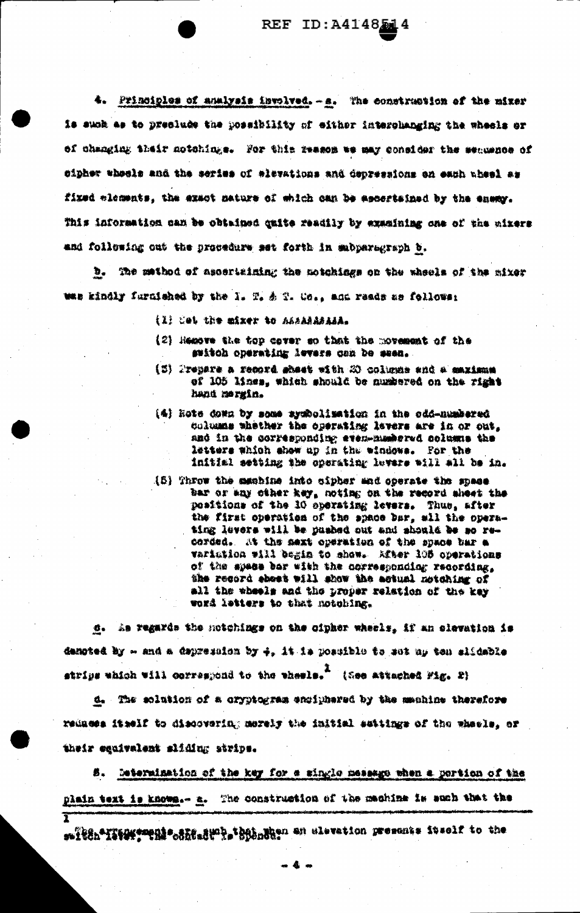4. Principles of analysis involved. - a. The construction of the mixer is such as to preclude the possibility of either interchanging the wheels or of changing their notchings. For this reason we may consider the sequence of cipher wheels and the series of elevations and depressions on each wheel as fixed elements, the exact nature of which can be ascertained by the enemy. This information can be obtained quite readily by examining one of the mixers and following out the procedure set forth in subparagraph b.

b. The method of ascertaining the notchings on the wheels of the mixer was kindly furnished by the I. T. & T. Co., and reads as follows:

(1) Set the mixer to AAAAAAAAAA.

(2) Remove the top cover so that the movement of the switch operating levers can be seen.

(3) Prepare a record sheet with 20 columns and a maximum of 105 lines, which should be numbered on the right hand margin.

(4) Note down by some symbolization in the odd-numbered columns whether the operating levers are in or out, and in the corresponding even-numbered columns the letters which show up in the windows. For the initial setting the operating levers will all be in.

(5) Throw the machine into cipher and operate the space bar or any other key, noting on the record sheet the positions of the 10 operating levers. Thus, after the first operation of the space bar, all the operating levers will be pushed out and should be so recorded. At the next operation of the space bar a variation will begin to show. After 105 operations of the space bar with the corresponding recording, the record sheet will show the actual notching of all the wheels and the proper relation of the key word letters to that notching.

c. As regards the notchings on the cipher wheels, if an elevation is denoted by - and a depression by +, it is possible to set up ten slidable strips which will correspond to the wheels.[1] (See attached Fig. 2)

d. The solution of a cryptogram enciphered by the machine therefore reduces itself to discovering merely the initial settings of the wheels, or their equivalent sliding strips.

5. Determination of the key for a single message when a portion of the plain text is known.- a. The construction of the machine is such that the

---

[1] The arrangements are such that when an elevation presents itself to the switch lever, the contact is opened.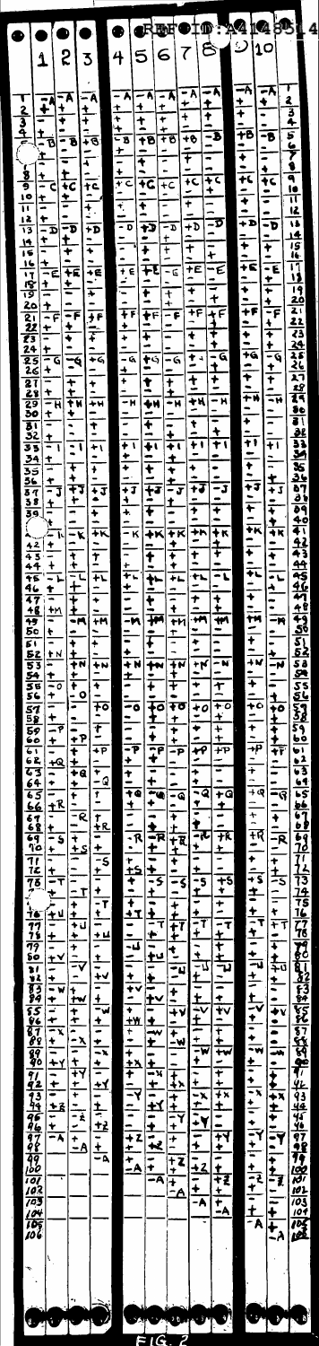FIG. 2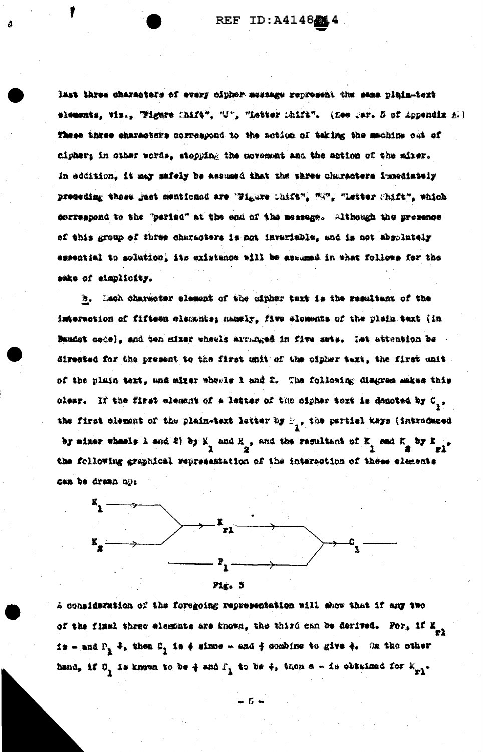last three characters of every cipher message represent the same plain-text elements, viz., "Figure Shift", "J", "Letter Shift". (See Par. 5 of Appendix A.) These three characters correspond to the action of taking the machine out of cipher; in other words, stopping the movement and the action of the mixer. In addition, it may safely be assumed that the three characters immediately preceding those just mentioned are "Figure Shift", "M", "Letter Shift", which correspond to the "period" at the end of the message. Although the presence of this group of three characters is not invariable, and is not absolutely essential to solution, its existence will be assumed in what follows for the sake of simplicity.

b. Each character element of the cipher text is the resultant of the interaction of fifteen elements; namely, five elements of the plain text (in Baudot code), and ten mixer wheels arranged in five sets. Let attention be directed for the present to the first unit of the cipher text, the first unit of the plain text, and mixer wheels 1 and 2. The following diagram makes this clear. If the first element of a letter of the cipher text is denoted by $C_1$, the first element of the plain-text letter by $P_1$, the partial keys (introduced by mixer wheels 1 and 2) by $K_1$ and $K_2$, and the resultant of $K_1$ and $K_2$ by $K_{r1}$, the following graphical representation of the interaction of these elements can be drawn up:

```
K1 ───→ ╲
         ╲
          ──→ Kr1 ───→ ╲
         ╱               ╲
K2 ───→ ╱                 ──→ C1 ───
                         ╱
        ─── P1 ───────→ ╱
```

Fig. 3

A consideration of the foregoing representation will show that if any two of the final three elements are known, the third can be derived. For, if $K_{r1}$ is − and $P_1$ +, then $C_1$ is + since − and + combine to give +. On the other hand, if $C_1$ is known to be + and $P_1$ to be +, then a − is obtained for $K_{r1}$.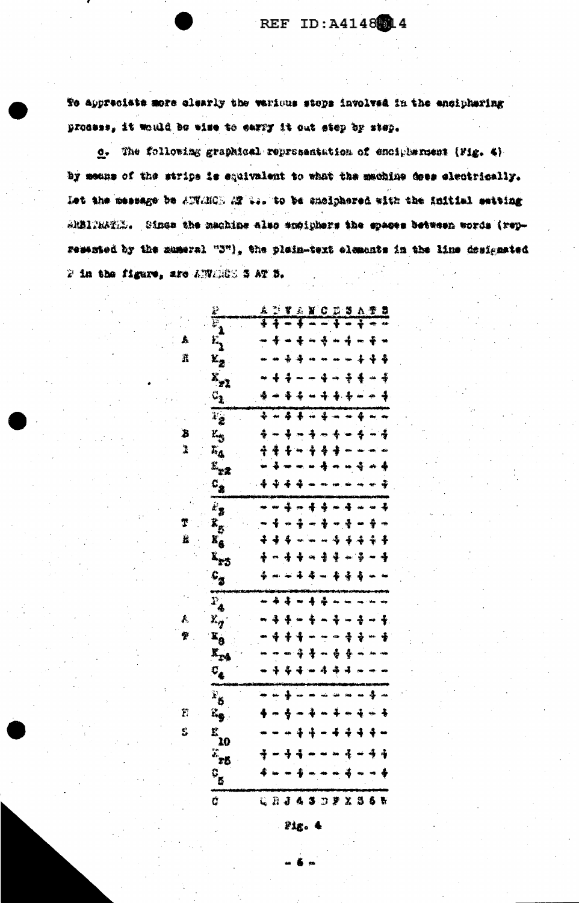To appreciate more clearly the various steps involved in the enciphering process, it would be wise to carry it out step by step.

c. The following graphical representation of encipherment (Fig. 4) by means of the strips is equivalent to what the machine does electrically. Let the message be ADVANCE AT ... to be enciphered with the initial setting ARBITRATES. Since the machine also enciphers the spaces between words (represented by the numeral "3"), the plain-text elements in the line designated P in the figure, are ADVANCE 3 AT 3.

| | | |
|---|---|---|
| | P | A D V A N C E 3 A T 3 |
| | $P_1$ | + + - + - - + - + - - |
| A | $K_1$ | - + - + - + - + - + - |
| R | $K_2$ | - - + + - - - - + + + |
| | $K_{r1}$ | - + + - - + - + + - + |
| | $C_1$ | + - + + - + + + - - + |
| | $P_2$ | + - + + - + - - + - - |
| B | $K_3$ | + - + - + - + - + - + |
| I | $K_4$ | + + + - + + + - - - - |
| | $K_{r2}$ | - + - - - + - - + - + |
| | $C_2$ | + + + + - - - - - - + |
| | $P_3$ | - - + - + + - + - - + |
| T | $K_5$ | - + - + - + - + - + - |
| R | $K_6$ | + + + - - - + + + + + |
| | $K_{r3}$ | + - + + - + + - + - + |
| | $C_3$ | + - - + + - + + + - - |
| | $P_4$ | - + + - + + - - - - - |
| A | $K_7$ | - + + - + - + - + - + |
| T | $K_8$ | - + + + - - - + + - + |
| | $K_{r4}$ | - - - + + - + + - - - |
| | $C_4$ | - + + + - + + + - - - |
| | $P_5$ | - - + - - - - - - + - |
| E | $K_9$ | + - + - + - + - + - + |
| S | $K_{10}$ | - - - + + - + + + + - |
| | $K_{r5}$ | + - + + - - - + - + + |
| | $C_5$ | + - - + - - - + - - + |
| | C | Q R J 4 3 D F X 3 6 W |

Fig. 4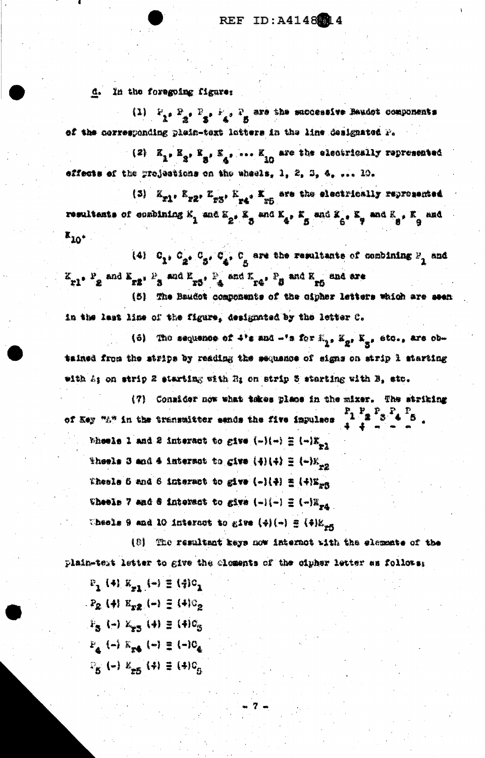d. In the foregoing figure:

(1) $P_1, P_2, P_3, P_4, P_5$ are the successive Baudot components of the corresponding plain-text letters in the line designated P.

(2) $K_1, K_2, K_3, K_4, \ldots K_{10}$ are the electrically represented effects of the projections on the wheels, 1, 2, 3, 4, ... 10.

(3) $K_{r1}, K_{r2}, K_{r3}, K_{r4}, K_{r5}$ are the electrically represented resultants of combining $K_1$ and $K_2$, $K_3$ and $K_4$, $K_5$ and $K_6$, $K_7$ and $K_8$, $K_9$ and $K_{10}$.

(4) $C_1, C_2, C_3, C_4, C_5$ are the resultants of combining $P_1$ and $K_{r1}$, $P_2$ and $K_{r2}$, $P_3$ and $K_{r3}$, $P_4$ and $K_{r4}$, $P_5$ and $K_{r5}$ and are

(5) The Baudot components of the cipher letters which are seen in the last line of the figure, designated by the letter C.

(6) The sequence of +'s and -'s for $K_1$, $K_2$, $K_3$, etc., are obtained from the strips by reading the sequence of signs on strip 1 starting with A; on strip 2 starting with B; on strip 3 starting with B, etc.

(7) Consider now what takes place in the mixer. The striking of Key "A" in the transmitter sends the five impulses $\begin{matrix} P_1 & P_2 & P_3 & P_4 & P_5 \\ + & + & - & - & - \end{matrix}$.

Wheels 1 and 2 interact to give $(-)(-) \equiv (-)K_{r1}$

Wheels 3 and 4 interact to give $(+)(+) \equiv (-)K_{r2}$

Wheels 5 and 6 interact to give $(-)(+) \equiv (+)K_{r3}$

Wheels 7 and 8 interact to give $(-)(-) \equiv (-)K_{r4}$

Wheels 9 and 10 interact to give $(+)(-) \equiv (+)K_{r5}$

(8) The resultant keys now interact with the elements of the plain-text letter to give the elements of the cipher letter as follows:

$P_1\ (+)\ K_{r1}\ (-) \equiv (+)C_1$

$P_2\ (+)\ K_{r2}\ (-) \equiv (+)C_2$

$P_3\ (-)\ K_{r3}\ (+) \equiv (+)C_3$

$P_4\ (-)\ K_{r4}\ (-) \equiv (-)C_4$

$P_5\ (-)\ K_{r5}\ (+) \equiv (+)C_5$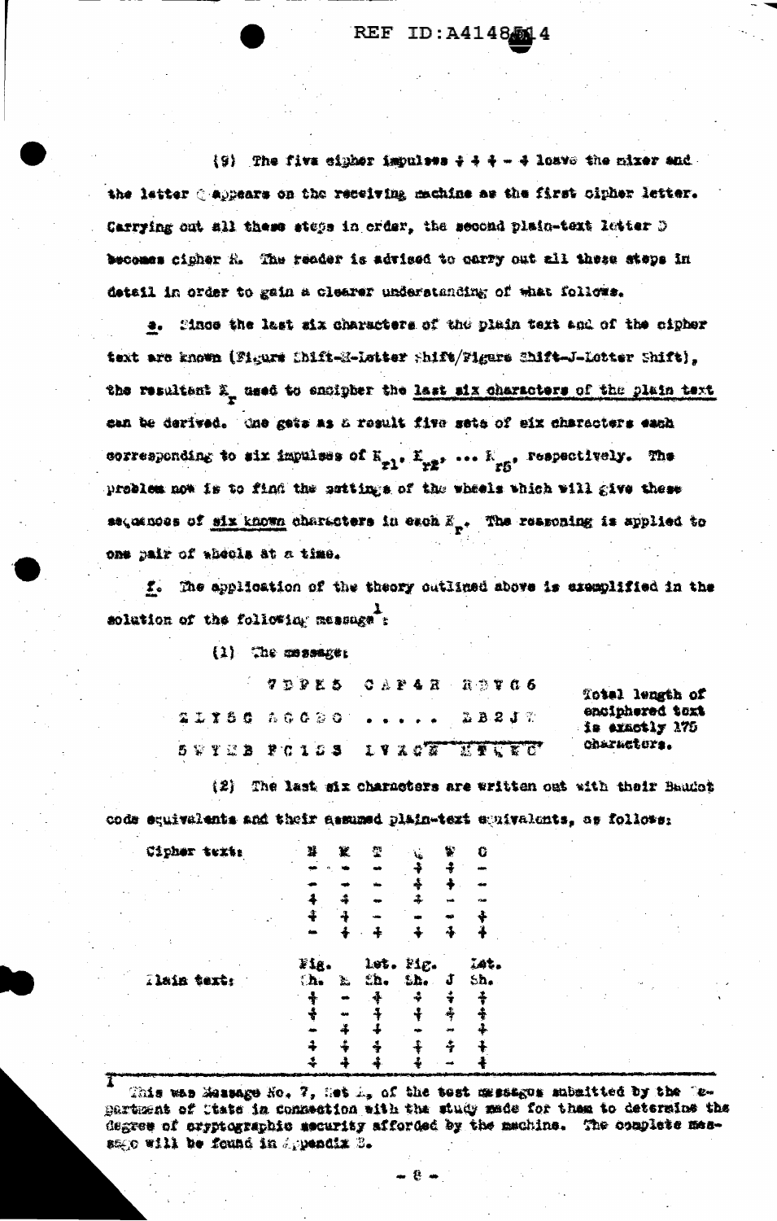(9) The five cipher impulses + + + – + leave the mixer and the letter Q appears on the receiving machine as the first cipher letter. Carrying out all these steps in order, the second plain-text letter D becomes cipher R. The reader is advised to carry out all these steps in detail in order to gain a clearer understanding of what follows.

e. Since the last six characters of the plain text and of the cipher text are known (Figure Shift–M–Letter Shift/Figure Shift–J–Letter Shift), the resultant $K_r$ used to encipher the last six characters of the plain text can be derived. One gets as a result five sets of six characters each corresponding to six impulses of $K_{r1}$, $K_{r2}$, ... $K_{r5}$, respectively. The problem now is to find the settings of the wheels which will give these sequences of six known characters in each $K_r$. The reasoning is applied to one pair of wheels at a time.

f. The application of the theory outlined above is exemplified in the solution of the following message[1]:

(1) The message:

```
 7 D P K 5   C A P 4 R   R D V G 6
 Z L Y 5 G   A G G B O   . . . . .   Z B 2 J Z
 5 W Y M B   P C 1 5 3   I V X C N   M K Q W C
```

Total length of enciphered text is exactly 175 characters.

(2) The last six characters are written out with their Baudot code equivalents and their assumed plain-text equivalents, as follows:

| | | | | | | |
|---|---|---|---|---|---|---|
| Cipher text: | M | K | Q | W | C | |
| | – | – | – | + | + | – |
| | – | – | – | + | + | – |
| | + | + | – | + | – | – |
| | + | + | – | – | – | + |
| | – | + | + | + | + | + |
| Plain text: | Fig. Sh. | M | Let. Sh. | Fig. Sh. | J | Let. Sh. |
| | + | – | + | + | + | + |
| | + | – | + | + | + | + |
| | – | + | + | – | – | + |
| | + | + | + | + | + | + |
| | + | + | + | + | – | + |

[1] This was Message No. 7, Set A, of the test messages submitted by the Department of State in connection with the study made for them to determine the degree of cryptographic security afforded by the machine. The complete message will be found in Appendix B.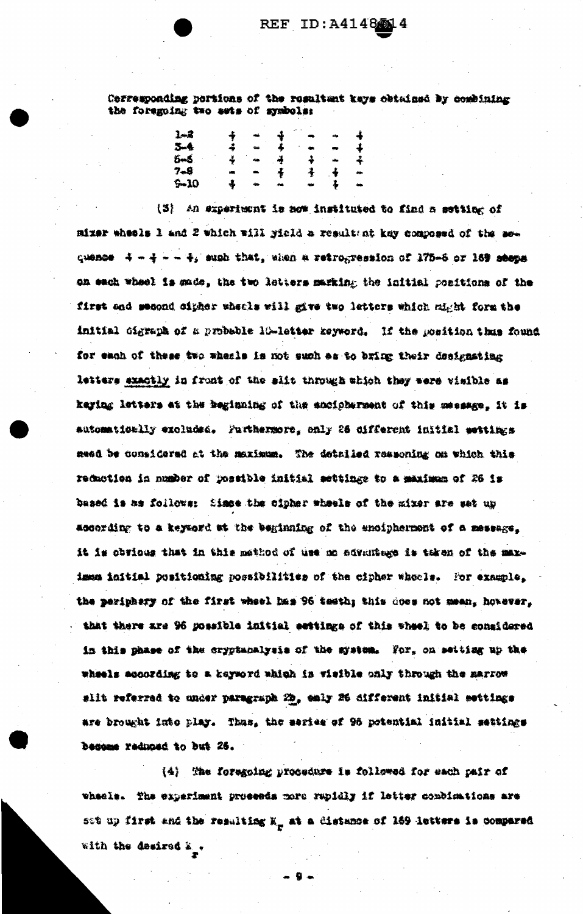Corresponding portions of the resultant keys obtained by combining the foregoing two sets of symbols:

| | | | | | | |
|---|---|---|---|---|---|---|
| 1-2 | + | - | + | - | - | + |
| 3-4 | + | - | + | - | - | + |
| 5-6 | + | - | + | + | - | + |
| 7-8 | - | - | + | + | + | - |
| 9-10 | + | - | - | - | + | - |

(3) An experiment is now instituted to find a setting of mixer wheels 1 and 2 which will yield a resultant key composed of the sequence + - + - - +, such that, when a retrogression of 175-6 or 169 steps on each wheel is made, the two letters marking the initial positions of the first and second cipher wheels will give two letters which might form the initial digraph of a probable 10-letter keyword. If the position thus found for each of these two wheels is not such as to bring their designating letters exactly in front of the slit through which they were visible as keying letters at the beginning of the encipherment of this message, it is automatically excluded. Furthermore, only 26 different initial settings need be considered at the maximum. The detailed reasoning on which this reduction in number of possible initial settings to a maximum of 26 is based is as follows: Since the cipher wheels of the mixer are set up according to a keyword at the beginning of the encipherment of a message, it is obvious that in this method of use no advantage is taken of the maximum initial positioning possibilities of the cipher wheels. For example, the periphery of the first wheel has 96 teeth; this does not mean, however, that there are 96 possible initial settings of this wheel to be considered in this phase of the cryptanalysis of the system. For, on setting up the wheels according to a keyword which is visible only through the narrow slit referred to under paragraph 2b, only 26 different initial settings are brought into play. Thus, the series of 96 potential initial settings become reduced to but 26.

(4) The foregoing procedure is followed for each pair of wheels. The experiment proceeds more rapidly if letter combinations are set up first and the resulting $K_r$ at a distance of 169 letters is compared with the desired $K_r$.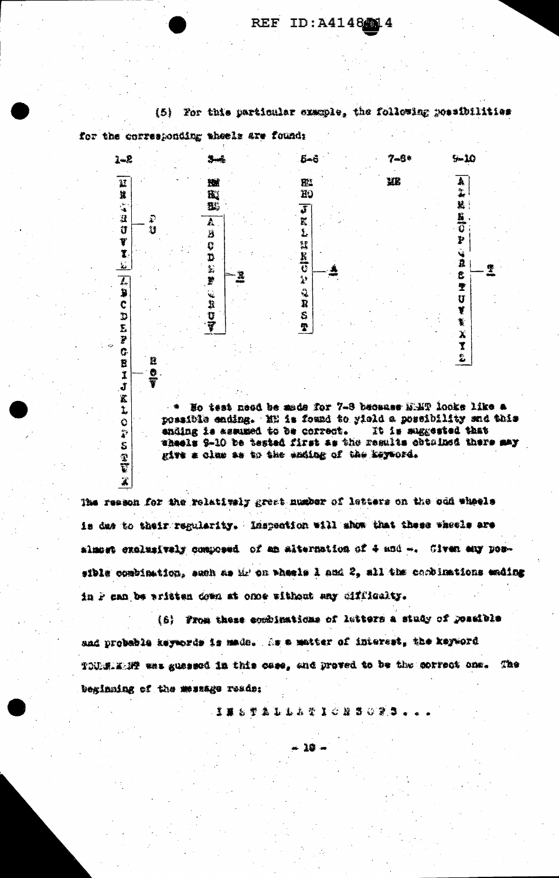(5) For this particular example, the following possibilities for the corresponding wheels are found:

| 1-2 | | 3-4 | | 5-6 | | 7-8* | 9-10 | |
|---|---|---|---|---|---|---|---|---|
| M | | NM | | HM | | ME | A | |
| N | | HQ | | HO | | | L | |
| Q | | NS | | J | | | M | |
| R | P | A | | K | | | N | |
| U | U | B | | L | | | O | |
| V | | C | | M | | | P | |
| Y | | D | | N | | | Q | |
| Z | | E | E | O | A | | R | T |
| A | | F | | P | | | S | |
| B | | G | | Q | | | T | |
| C | | H | | R | | | U | |
| D | | U | | S | | | V | |
| E | | V | | T | | | W | |
| F | | | | | | | X | |
| G | | | | | | | Y | |
| H | R | | | | | | Z | |
| I | O | | | | | | | |
| J | V | | | | | | | |
| K | | | | | | | | |
| L | | | | | | | | |
| O | | | | | | | | |
| P | | | | | | | | |
| S | | | | | | | | |
| T | | | | | | | | |
| W | | | | | | | | |
| X | | | | | | | | |

\* No test need be made for 7-8 because MENT looks like a possible ending. ME is found to yield a possibility and this ending is assumed to be correct. It is suggested that wheels 9-10 be tested first as the results obtained there may give a clue as to the ending of the keyword.

The reason for the relatively great number of letters on the odd wheels is due to their regularity. Inspection will show that these wheels are almost exclusively composed of an alternation of + and −. Given any possible combination, such as MP on wheels 1 and 2, all the combinations ending in P can be written down at once without any difficulty.

(6) From these combinations of letters a study of possible and probable keywords is made. As a matter of interest, the keyword TOURNAMENT was guessed in this case, and proved to be the correct one. The beginning of the message reads:

INSTALLATIONSOPS . . .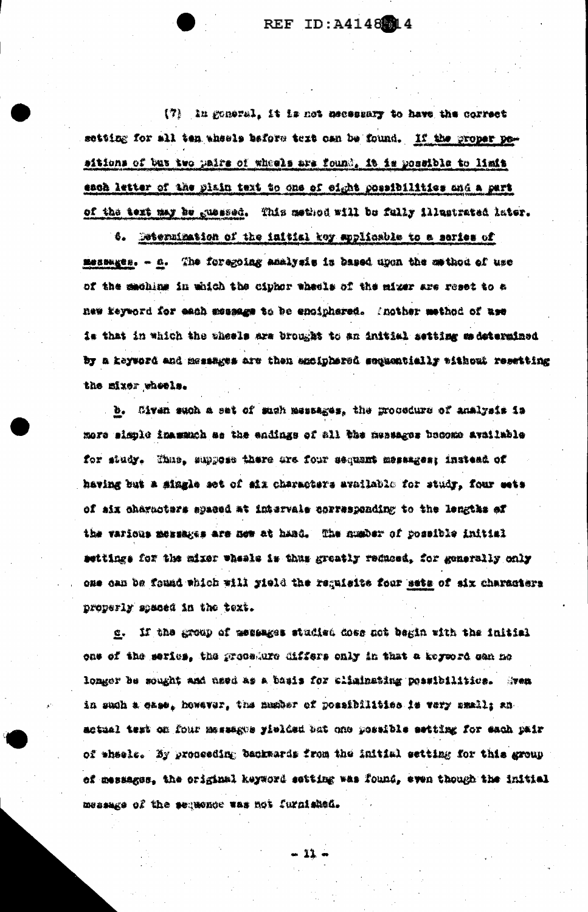(7) In general, it is not necessary to have the correct setting for all ten wheels before text can be found. <u>If the proper positions of but two pairs of wheels are found, it is possible to limit each letter of the plain text to one of eight possibilities and a part of the text may be guessed.</u> This method will be fully illustrated later.

6. Determination of the initial key applicable to a series of messages. - <u>a</u>. The foregoing analysis is based upon the method of use of the machine in which the cipher wheels of the mixer are reset to a new keyword for each message to be enciphered. Another method of use is that in which the wheels are brought to an initial setting as determined by a keyword and messages are then enciphered sequentially without resetting the mixer wheels.

<u>b</u>. Given such a set of such messages, the procedure of analysis is more simple inasmuch as the endings of all the messages become available for study. Thus, suppose there are four sequent messages; instead of having but a single set of six characters available for study, four sets of six characters spaced at intervals corresponding to the lengths of the various messages are now at hand. The number of possible initial settings for the mixer wheels is thus greatly reduced, for generally only one can be found which will yield the requisite four <u>sets</u> of six characters properly spaced in the text.

<u>c</u>. If the group of messages studied does not begin with the initial one of the series, the procedure differs only in that a keyword can no longer be sought and used as a basis for eliminating possibilities. Even in such a case, however, the number of possibilities is very small; an actual test on four messages yielded but one possible setting for each pair of wheels. By proceeding backwards from the initial setting for this group of messages, the original keyword setting was found, even though the initial message of the sequence was not furnished.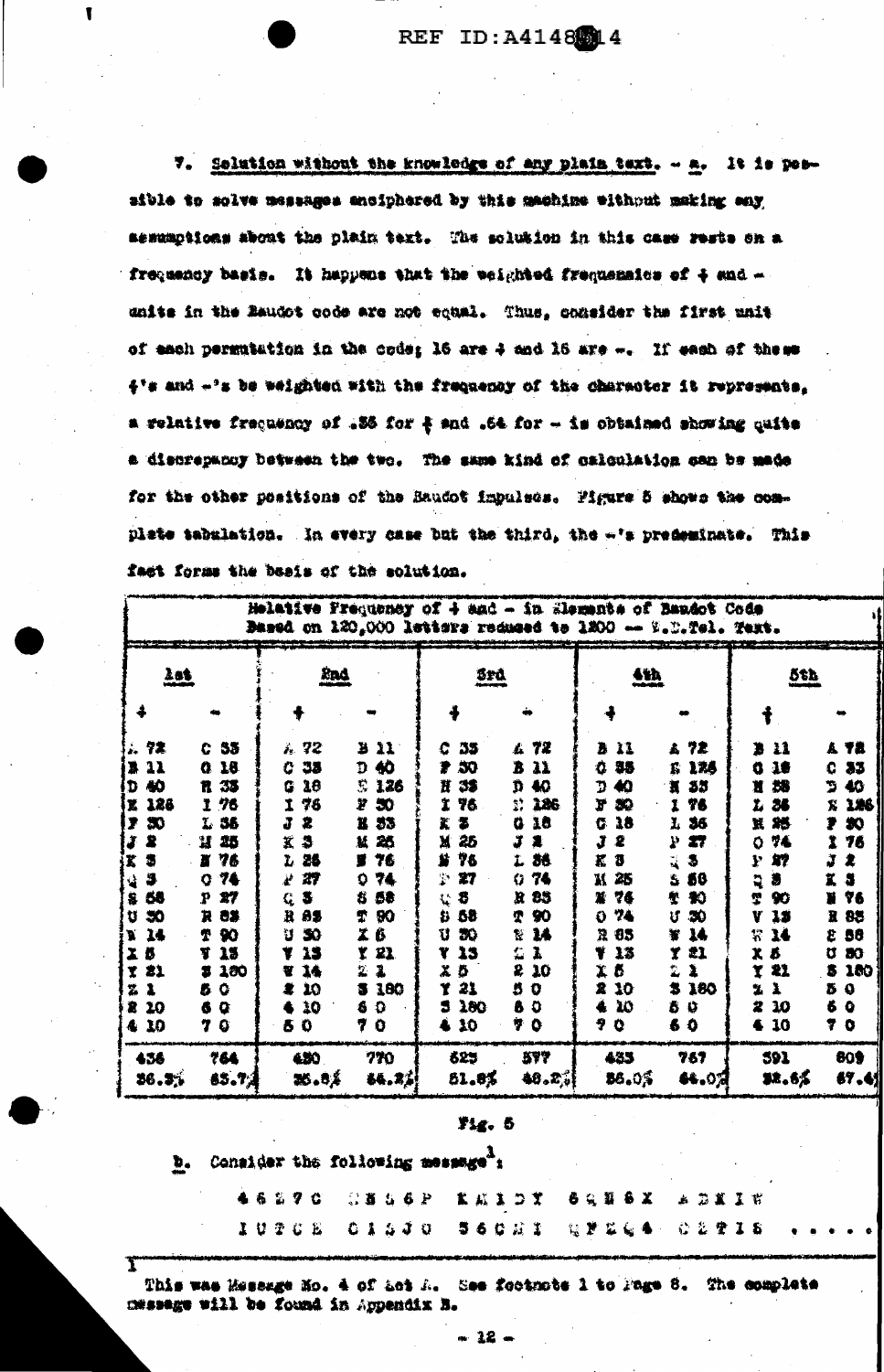7. Solution without the knowledge of any plain text. – a. It is possible to solve messages enciphered by this machine without making any assumptions about the plain text. The solution in this case rests on a frequency basis. It happens that the weighted frequencies of + and − units in the Baudot code are not equal. Thus, consider the first unit of each permutation in the code; 16 are + and 16 are −. If each of these +'s and −'s be weighted with the frequency of the character it represents, a relative frequency of .36 for + and .64 for − is obtained showing quite a discrepancy between the two. The same kind of calculation can be made for the other positions of the Baudot impulses. Figure 5 shows the complete tabulation. In every case but the third, the −'s predominate. This fact forms the basis of the solution.

Relative Frequency of + and − in Elements of Baudot Code
Based on 120,000 letters reduced to 1200 — W.U.Tel. Text.

| 1st | | 2nd | | 3rd | | 4th | | 5th | |
|---|---|---|---|---|---|---|---|---|---|
| + | − | + | − | + | − | + | − | + | − |
| A 72 | C 33 | A 72 | B 11 | C 33 | A 72 | B 11 | A 72 | B 11 | A 72 |
| B 11 | G 18 | C 33 | D 40 | F 30 | B 11 | C 33 | E 126 | G 18 | C 33 |
| D 40 | H 33 | G 18 | E 126 | H 33 | D 40 | D 40 | H 33 | H 33 | D 40 |
| E 126 | I 76 | I 76 | F 30 | I 76 | E 126 | F 30 | I 76 | L 36 | E 126 |
| F 30 | L 36 | J 2 | H 33 | K 3 | G 18 | G 18 | L 36 | M 25 | F 30 |
| J 2 | M 25 | K 3 | M 25 | M 25 | J 2 | J 2 | P 27 | O 74 | I 76 |
| K 3 | N 76 | L 36 | N 76 | N 76 | L 36 | K 3 | Q 3 | P 27 | J 2 |
| Q 3 | O 74 | P 27 | O 74 | P 27 | O 74 | M 25 | S 58 | Q 3 | K 3 |
| S 58 | P 27 | Q 3 | S 58 | Q 3 | R 85 | N 76 | T 90 | T 90 | N 76 |
| U 30 | R 85 | R 85 | T 90 | S 58 | T 90 | O 74 | U 30 | V 13 | R 85 |
| W 14 | T 90 | U 30 | X 5 | U 30 | W 14 | R 85 | W 14 | W 14 | S 58 |
| X 5 | V 13 | V 13 | Y 21 | V 13 | Z 1 | V 13 | Y 21 | X 5 | U 30 |
| Y 21 | 3 180 | W 14 | Z 1 | X 5 | 2 10 | X 5 | Z 1 | Y 21 | 3 180 |
| Z 1 | 5 0 | 2 10 | 3 180 | Y 21 | 5 0 | 2 10 | 3 180 | Z 1 | 5 0 |
| 2 10 | 6 0 | 4 10 | 6 0 | 3 180 | 6 0 | 4 10 | 5 0 | 2 10 | 6 0 |
| 4 10 | 7 0 | 5 0 | 7 0 | 4 10 | 7 0 | 7 0 | 6 0 | 4 10 | 7 0 |
| 436 | 764 | 430 | 770 | 625 | 577 | 433 | 767 | 391 | 809 |
| 36.3% | 63.7% | 35.8% | 64.2% | 51.8% | 48.2% | 36.0% | 64.0% | 32.6% | 67.4% |

Fig. 5

b. Consider the following message[1]:

46Z7C OB56P KMIDY 6QN6X ADXIW
IUTCE CI5JO 56CMI QFZQ4 CZPIS .....

[1] This was Message No. 4 of Lot A. See footnote 1 to Page 8. The complete message will be found in Appendix B.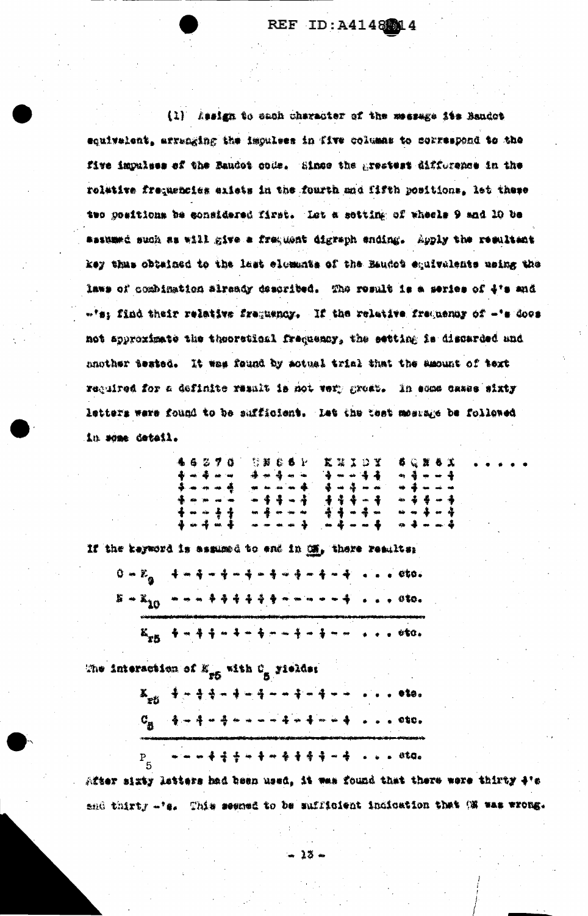(1) Assign to each character of the message its Baudot equivalent, arranging the impulses in five columns to correspond to the five impulses of the Baudot code. Since the greatest difference in the relative frequencies exists in the fourth and fifth positions, let these two positions be considered first. Let a setting of wheels 9 and 10 be assumed such as will give a frequent digraph ending. Apply the resultant key thus obtained to the last elements of the Baudot equivalents using the laws of combination already described. The result is a series of +'s and -'s; find their relative frequency. If the relative frequency of -'s does not approximate the theoretical frequency, the setting is discarded and another tested. It was found by actual trial that the amount of text required for a definite result is not very great. In some cases sixty letters were found to be sufficient. Let the test message be followed in some detail.

```
46370   UNC6P   KMIDY   6QN6X   . . . . .
+-+--   +-+--   +--++   -+--+
+---+   ----+   +-+--   -+---
+----   -++-+   +++-+   -++-+
+--++   -+---   ++-+-   --+-+
+-+-+   ----+   -+--+   -+--+
```

If the keyword is assumed to end in ON, there results:

```
O - K9    +-+-+-+-+-+-+-+  . . . etc.
N - K10   ---++++++------+ . . . etc.
---------------------------------------
Kr5       +-++-+-+--+-+--  . . . etc.
```

The interaction of $K_{r5}$ with $C_5$ yields:

```
Kr5   +-++-+-+--+-+--  . . . etc.
C5    +-+-+-----+-+--+ . . . etc.
-------------------------------------
P5    ---+++-+-++++-+  . . . etc.
```

After sixty letters had been used, it was found that there were thirty +'s and thirty -'s. This seemed to be sufficient indication that ON was wrong.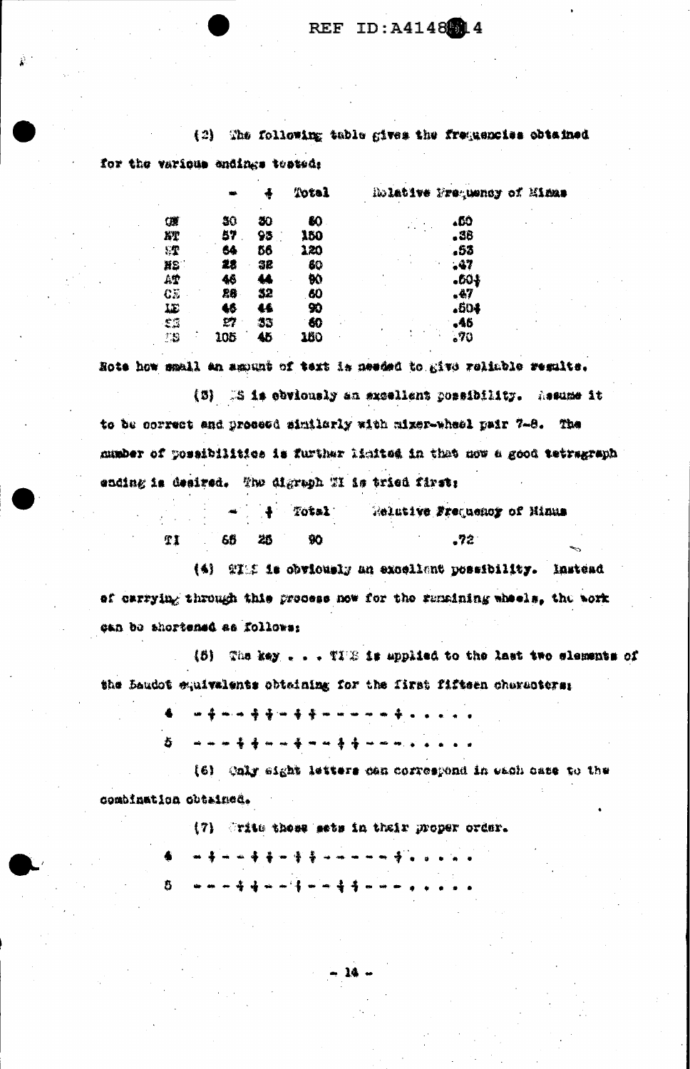(2) The following table gives the frequencies obtained for the various endings tested:

| | - | + | Total | Relative Frequency of Minus |
|---|---|---|---|---|
| ON | 30 | 30 | 60 | .50 |
| NT | 57 | 93 | 150 | .38 |
| ST | 64 | 56 | 120 | .53 |
| NS | 28 | 32 | 60 | .47 |
| AT | 46 | 44 | 90 | .50+ |
| CE | 28 | 32 | 60 | .47 |
| LE | 46 | 44 | 90 | .50+ |
| ES | 27 | 33 | 60 | .45 |
| ES | 105 | 45 | 150 | .70 |

Note how small an amount of text is needed to give reliable results.

(3) ES is obviously an excellent possibility. Assume it to be correct and proceed similarly with mixer-wheel pair 7-8. The number of possibilities is further limited in that now a good tetragraph ending is desired. The digraph TI is tried first:

| | - | + | Total | Relative Frequency of Minus |
|---|---|---|---|---|
| TI | 65 | 25 | 90 | .72 |

(4) TIES is obviously an excellent possibility. Instead of carrying through this process now for the remaining wheels, the work can be shortened as follows:

(5) The key . . . TIES is applied to the last two elements of the Baudot equivalents obtaining for the first fifteen characters:

```
4   - + - - + + - + + - - - - - + . . . . .
5   - - - + + - - + - - + + - - - . . . . .
```

(6) Only eight letters can correspond in each case to the combination obtained.

(7) Write these sets in their proper order.

```
4   - + - - + + - + + - - - - - + . . . . .
5   - - - + + - - + - - + + - - - . . . . .
```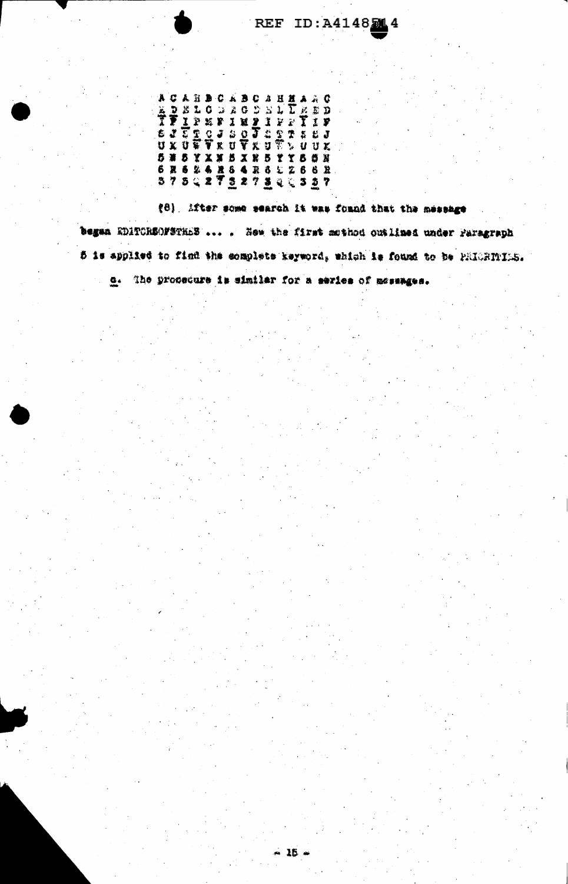```
A C A H B C A B C A H B A A C
E D E L G D E G D E L E E D
T F I P M F I M F I P P T I F
S J C T O J S O J C T T S S J
U X U W V K U V K U V V U U K
5 N 5 Y X N 5 X N 5 Y Y 5 5 N
6 R 6 2 4 R 6 4 R 6 2 Z 6 6 R
3 7 3 Q 2 7 3 2 7 3 Q Q 3 3 7
```

(8) After some search it was found that the message began EDITORSOFSTARS ... . Now the first method outlined under Paragraph 5 is applied to find the complete keyword, which is found to be PRIORITIES.

c. The procedure is similar for a series of messages.